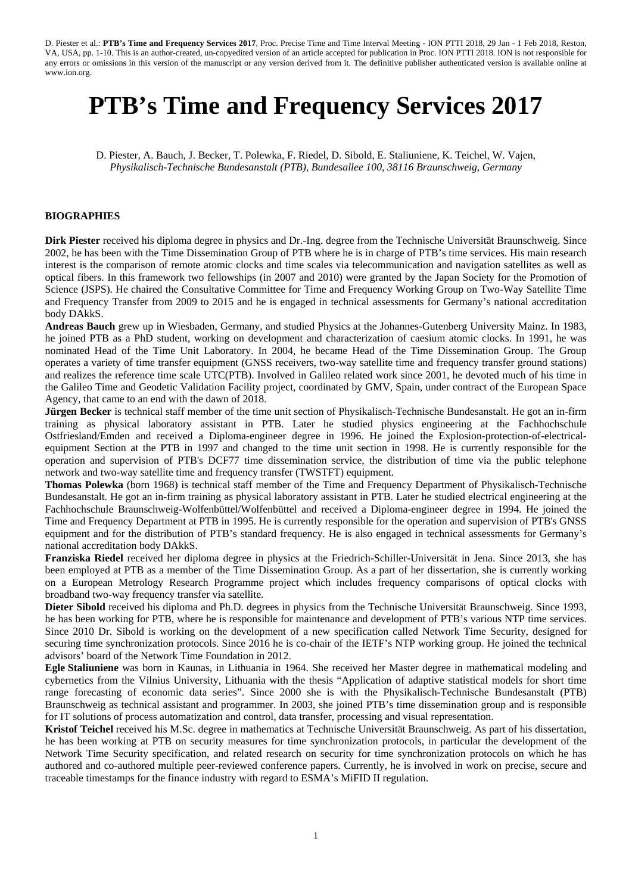D. Piester et al.: **PTB's Time and Frequency Services 2017**, Proc. Precise Time and Time Interval Meeting - ION PTTI 2018, 29 Jan - 1 Feb 2018, Reston, VA, USA, pp. 1-10. This is an author-created, un-copyedited version of an article accepted for publication in Proc. ION PTTI 2018. ION is not responsible for any errors or omissions in this version of the manuscript or any version derived from it. The definitive publisher authenticated version is available online at www.ion.org.

# PTB's Time and Frequency Services 2017

D. Piester, A. Bauch, J. Becker, T. Polewka, F. Riedel, D. Sibold, E. Staliuniene, K. Teichel, W. Vajen,
*Physikalisch-Technische Bundesanstalt (PTB), Bundesallee 100, 38116 Braunschweig, Germany*

## BIOGRAPHIES

**Dirk Piester** received his diploma degree in physics and Dr.-Ing. degree from the Technische Universität Braunschweig. Since 2002, he has been with the Time Dissemination Group of PTB where he is in charge of PTB's time services. His main research interest is the comparison of remote atomic clocks and time scales via telecommunication and navigation satellites as well as optical fibers. In this framework two fellowships (in 2007 and 2010) were granted by the Japan Society for the Promotion of Science (JSPS). He chaired the Consultative Committee for Time and Frequency Working Group on Two-Way Satellite Time and Frequency Transfer from 2009 to 2015 and he is engaged in technical assessments for Germany's national accreditation body DAkkS.

**Andreas Bauch** grew up in Wiesbaden, Germany, and studied Physics at the Johannes-Gutenberg University Mainz. In 1983, he joined PTB as a PhD student, working on development and characterization of caesium atomic clocks. In 1991, he was nominated Head of the Time Unit Laboratory. In 2004, he became Head of the Time Dissemination Group. The Group operates a variety of time transfer equipment (GNSS receivers, two-way satellite time and frequency transfer ground stations) and realizes the reference time scale UTC(PTB). Involved in Galileo related work since 2001, he devoted much of his time in the Galileo Time and Geodetic Validation Facility project, coordinated by GMV, Spain, under contract of the European Space Agency, that came to an end with the dawn of 2018.

**Jürgen Becker** is technical staff member of the time unit section of Physikalisch-Technische Bundesanstalt. He got an in-firm training as physical laboratory assistant in PTB. Later he studied physics engineering at the Fachhochschule Ostfriesland/Emden and received a Diploma-engineer degree in 1996. He joined the Explosion-protection-of-electrical-equipment Section at the PTB in 1997 and changed to the time unit section in 1998. He is currently responsible for the operation and supervision of PTB's DCF77 time dissemination service, the distribution of time via the public telephone network and two-way satellite time and frequency transfer (TWSTFT) equipment.

**Thomas Polewka** (born 1968) is technical staff member of the Time and Frequency Department of Physikalisch-Technische Bundesanstalt. He got an in-firm training as physical laboratory assistant in PTB. Later he studied electrical engineering at the Fachhochschule Braunschweig-Wolfenbüttel/Wolfenbüttel and received a Diploma-engineer degree in 1994. He joined the Time and Frequency Department at PTB in 1995. He is currently responsible for the operation and supervision of PTB's GNSS equipment and for the distribution of PTB's standard frequency. He is also engaged in technical assessments for Germany's national accreditation body DAkkS.

**Franziska Riedel** received her diploma degree in physics at the Friedrich-Schiller-Universität in Jena. Since 2013, she has been employed at PTB as a member of the Time Dissemination Group. As a part of her dissertation, she is currently working on a European Metrology Research Programme project which includes frequency comparisons of optical clocks with broadband two-way frequency transfer via satellite.

**Dieter Sibold** received his diploma and Ph.D. degrees in physics from the Technische Universität Braunschweig. Since 1993, he has been working for PTB, where he is responsible for maintenance and development of PTB's various NTP time services. Since 2010 Dr. Sibold is working on the development of a new specification called Network Time Security, designed for securing time synchronization protocols. Since 2016 he is co-chair of the IETF's NTP working group. He joined the technical advisors' board of the Network Time Foundation in 2012.

**Egle Staliuniene** was born in Kaunas, in Lithuania in 1964. She received her Master degree in mathematical modeling and cybernetics from the Vilnius University, Lithuania with the thesis "Application of adaptive statistical models for short time range forecasting of economic data series". Since 2000 she is with the Physikalisch-Technische Bundesanstalt (PTB) Braunschweig as technical assistant and programmer. In 2003, she joined PTB's time dissemination group and is responsible for IT solutions of process automatization and control, data transfer, processing and visual representation.

**Kristof Teichel** received his M.Sc. degree in mathematics at Technische Universität Braunschweig. As part of his dissertation, he has been working at PTB on security measures for time synchronization protocols, in particular the development of the Network Time Security specification, and related research on security for time synchronization protocols on which he has authored and co-authored multiple peer-reviewed conference papers. Currently, he is involved in work on precise, secure and traceable timestamps for the finance industry with regard to ESMA's MiFID II regulation.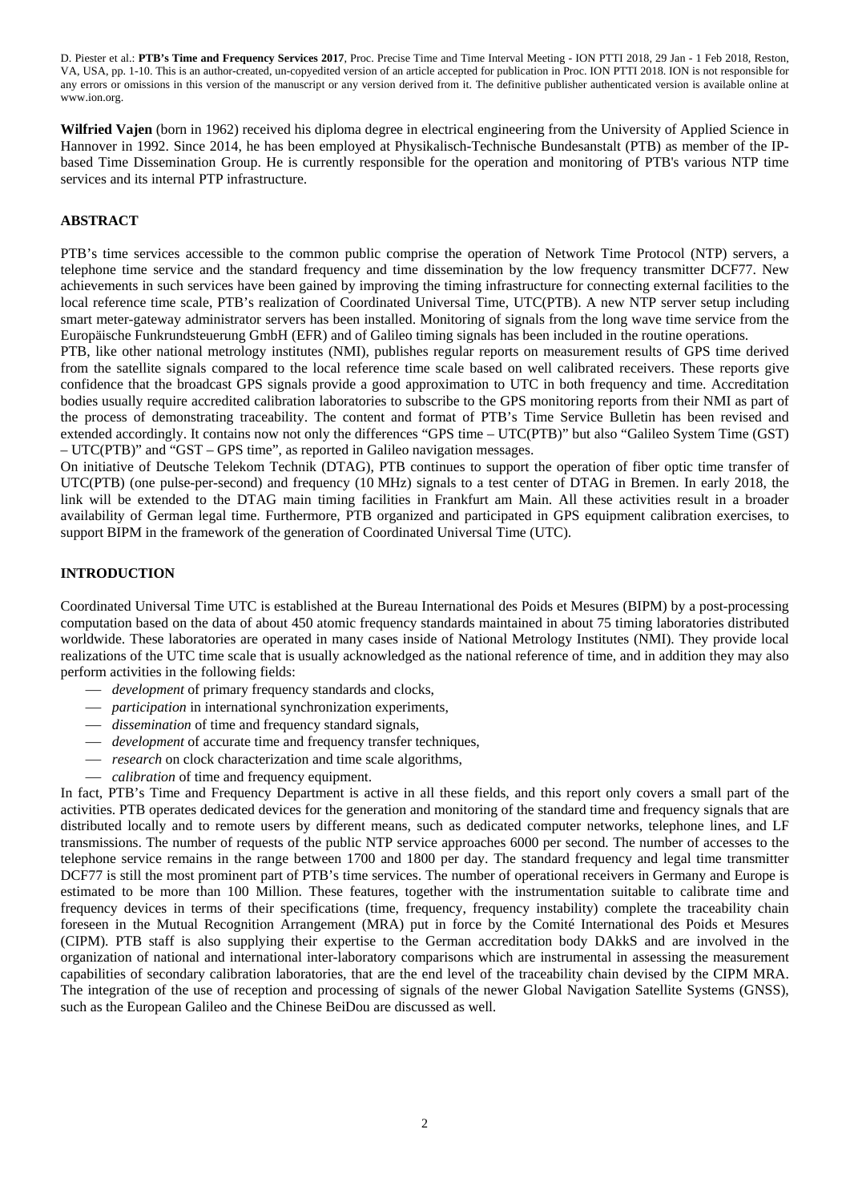**Wilfried Vajen** (born in 1962) received his diploma degree in electrical engineering from the University of Applied Science in Hannover in 1992. Since 2014, he has been employed at Physikalisch-Technische Bundesanstalt (PTB) as member of the IP-based Time Dissemination Group. He is currently responsible for the operation and monitoring of PTB's various NTP time services and its internal PTP infrastructure.

## ABSTRACT

PTB's time services accessible to the common public comprise the operation of Network Time Protocol (NTP) servers, a telephone time service and the standard frequency and time dissemination by the low frequency transmitter DCF77. New achievements in such services have been gained by improving the timing infrastructure for connecting external facilities to the local reference time scale, PTB's realization of Coordinated Universal Time, UTC(PTB). A new NTP server setup including smart meter-gateway administrator servers has been installed. Monitoring of signals from the long wave time service from the Europäische Funkrundsteuerung GmbH (EFR) and of Galileo timing signals has been included in the routine operations.

PTB, like other national metrology institutes (NMI), publishes regular reports on measurement results of GPS time derived from the satellite signals compared to the local reference time scale based on well calibrated receivers. These reports give confidence that the broadcast GPS signals provide a good approximation to UTC in both frequency and time. Accreditation bodies usually require accredited calibration laboratories to subscribe to the GPS monitoring reports from their NMI as part of the process of demonstrating traceability. The content and format of PTB's Time Service Bulletin has been revised and extended accordingly. It contains now not only the differences "GPS time – UTC(PTB)" but also "Galileo System Time (GST) – UTC(PTB)" and "GST – GPS time", as reported in Galileo navigation messages.

On initiative of Deutsche Telekom Technik (DTAG), PTB continues to support the operation of fiber optic time transfer of UTC(PTB) (one pulse-per-second) and frequency (10 MHz) signals to a test center of DTAG in Bremen. In early 2018, the link will be extended to the DTAG main timing facilities in Frankfurt am Main. All these activities result in a broader availability of German legal time. Furthermore, PTB organized and participated in GPS equipment calibration exercises, to support BIPM in the framework of the generation of Coordinated Universal Time (UTC).

## INTRODUCTION

Coordinated Universal Time UTC is established at the Bureau International des Poids et Mesures (BIPM) by a post-processing computation based on the data of about 450 atomic frequency standards maintained in about 75 timing laboratories distributed worldwide. These laboratories are operated in many cases inside of National Metrology Institutes (NMI). They provide local realizations of the UTC time scale that is usually acknowledged as the national reference of time, and in addition they may also perform activities in the following fields:

- *development* of primary frequency standards and clocks,
- *participation* in international synchronization experiments,
- *dissemination* of time and frequency standard signals,
- *development* of accurate time and frequency transfer techniques,
- *research* on clock characterization and time scale algorithms,
- *calibration* of time and frequency equipment.

In fact, PTB's Time and Frequency Department is active in all these fields, and this report only covers a small part of the activities. PTB operates dedicated devices for the generation and monitoring of the standard time and frequency signals that are distributed locally and to remote users by different means, such as dedicated computer networks, telephone lines, and LF transmissions. The number of requests of the public NTP service approaches 6000 per second. The number of accesses to the telephone service remains in the range between 1700 and 1800 per day. The standard frequency and legal time transmitter DCF77 is still the most prominent part of PTB's time services. The number of operational receivers in Germany and Europe is estimated to be more than 100 Million. These features, together with the instrumentation suitable to calibrate time and frequency devices in terms of their specifications (time, frequency, frequency instability) complete the traceability chain foreseen in the Mutual Recognition Arrangement (MRA) put in force by the Comité International des Poids et Mesures (CIPM). PTB staff is also supplying their expertise to the German accreditation body DAkkS and are involved in the organization of national and international inter-laboratory comparisons which are instrumental in assessing the measurement capabilities of secondary calibration laboratories, that are the end level of the traceability chain devised by the CIPM MRA. The integration of the use of reception and processing of signals of the newer Global Navigation Satellite Systems (GNSS), such as the European Galileo and the Chinese BeiDou are discussed as well.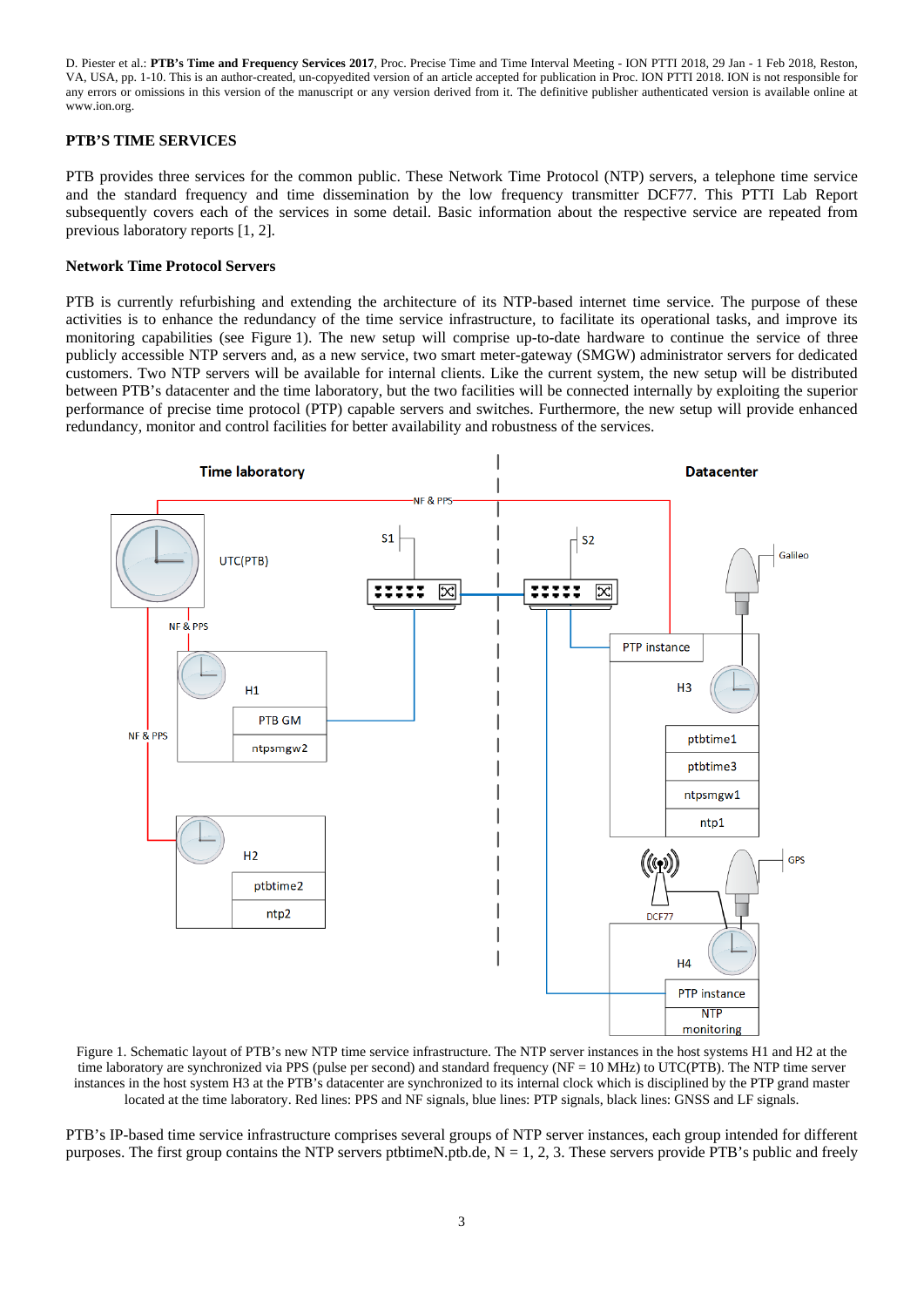D. Piester et al.: **PTB's Time and Frequency Services 2017**, Proc. Precise Time and Time Interval Meeting - ION PTTI 2018, 29 Jan - 1 Feb 2018, Reston, VA, USA, pp. 1-10. This is an author-created, un-copyedited version of an article accepted for publication in Proc. ION PTTI 2018. ION is not responsible for any errors or omissions in this version of the manuscript or any version derived from it. The definitive publisher authenticated version is available online at www.ion.org.

## PTB'S TIME SERVICES

PTB provides three services for the common public. These Network Time Protocol (NTP) servers, a telephone time service and the standard frequency and time dissemination by the low frequency transmitter DCF77. This PTTI Lab Report subsequently covers each of the services in some detail. Basic information about the respective service are repeated from previous laboratory reports [1, 2].

### Network Time Protocol Servers

PTB is currently refurbishing and extending the architecture of its NTP-based internet time service. The purpose of these activities is to enhance the redundancy of the time service infrastructure, to facilitate its operational tasks, and improve its monitoring capabilities (see Figure 1). The new setup will comprise up-to-date hardware to continue the service of three publicly accessible NTP servers and, as a new service, two smart meter-gateway (SMGW) administrator servers for dedicated customers. Two NTP servers will be available for internal clients. Like the current system, the new setup will be distributed between PTB's datacenter and the time laboratory, but the two facilities will be connected internally by exploiting the superior performance of precise time protocol (PTP) capable servers and switches. Furthermore, the new setup will provide enhanced redundancy, monitor and control facilities for better availability and robustness of the services.

Figure 1. Schematic layout of PTB's new NTP time service infrastructure. The NTP server instances in the host systems H1 and H2 at the time laboratory are synchronized via PPS (pulse per second) and standard frequency (NF = 10 MHz) to UTC(PTB). The NTP time server instances in the host system H3 at the PTB's datacenter are synchronized to its internal clock which is disciplined by the PTP grand master located at the time laboratory. Red lines: PPS and NF signals, blue lines: PTP signals, black lines: GNSS and LF signals.

PTB's IP-based time service infrastructure comprises several groups of NTP server instances, each group intended for different purposes. The first group contains the NTP servers ptbtimeN.ptb.de, N = 1, 2, 3. These servers provide PTB's public and freely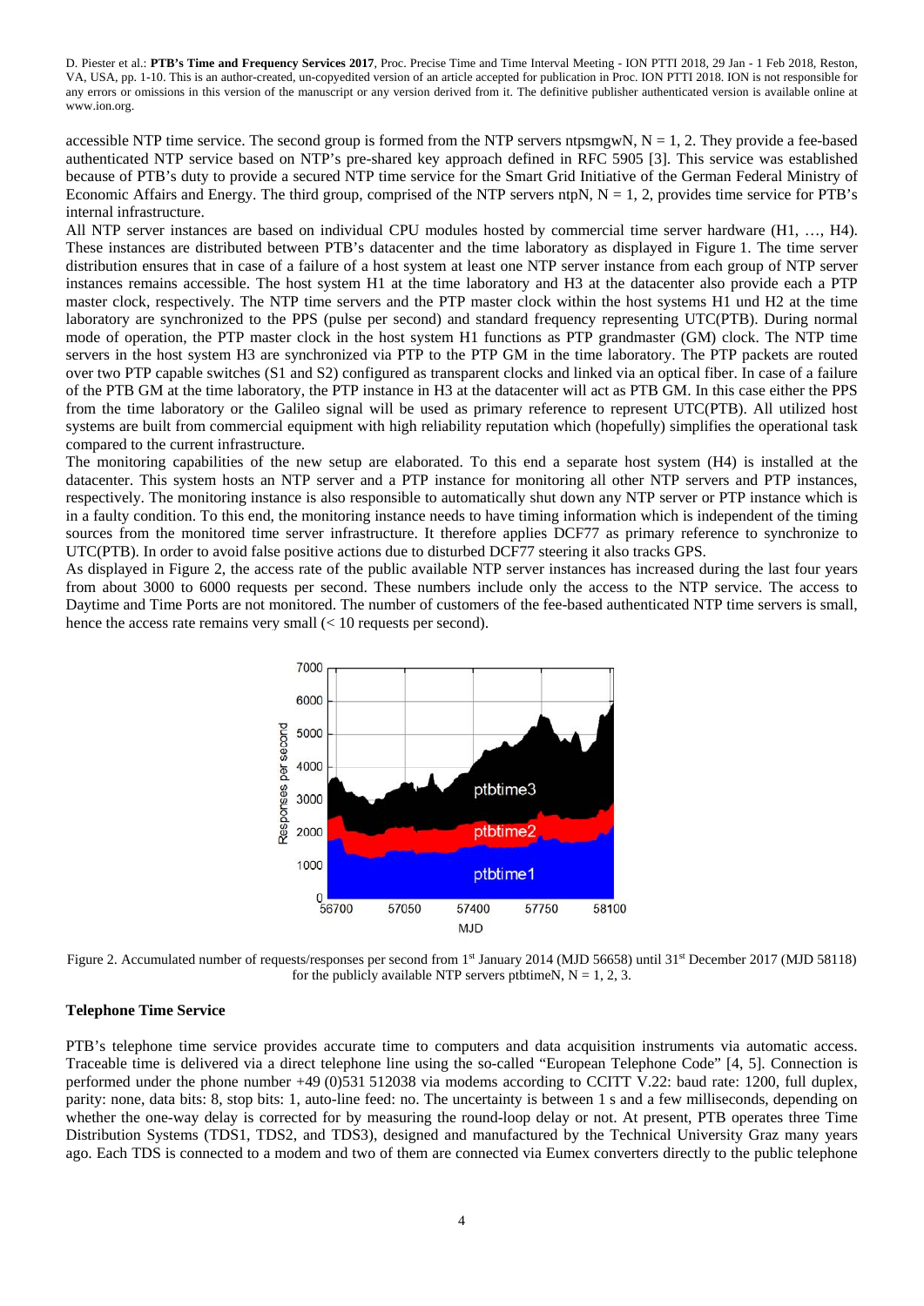accessible NTP time service. The second group is formed from the NTP servers ntpsmgwN, N = 1, 2. They provide a fee-based authenticated NTP service based on NTP's pre-shared key approach defined in RFC 5905 [3]. This service was established because of PTB's duty to provide a secured NTP time service for the Smart Grid Initiative of the German Federal Ministry of Economic Affairs and Energy. The third group, comprised of the NTP servers ntpN, N = 1, 2, provides time service for PTB's internal infrastructure.

All NTP server instances are based on individual CPU modules hosted by commercial time server hardware (H1, …, H4). These instances are distributed between PTB's datacenter and the time laboratory as displayed in Figure 1. The time server distribution ensures that in case of a failure of a host system at least one NTP server instance from each group of NTP server instances remains accessible. The host system H1 at the time laboratory and H3 at the datacenter also provide each a PTP master clock, respectively. The NTP time servers and the PTP master clock within the host systems H1 und H2 at the time laboratory are synchronized to the PPS (pulse per second) and standard frequency representing UTC(PTB). During normal mode of operation, the PTP master clock in the host system H1 functions as PTP grandmaster (GM) clock. The NTP time servers in the host system H3 are synchronized via PTP to the PTP GM in the time laboratory. The PTP packets are routed over two PTP capable switches (S1 and S2) configured as transparent clocks and linked via an optical fiber. In case of a failure of the PTB GM at the time laboratory, the PTP instance in H3 at the datacenter will act as PTB GM. In this case either the PPS from the time laboratory or the Galileo signal will be used as primary reference to represent UTC(PTB). All utilized host systems are built from commercial equipment with high reliability reputation which (hopefully) simplifies the operational task compared to the current infrastructure.

The monitoring capabilities of the new setup are elaborated. To this end a separate host system (H4) is installed at the datacenter. This system hosts an NTP server and a PTP instance for monitoring all other NTP servers and PTP instances, respectively. The monitoring instance is also responsible to automatically shut down any NTP server or PTP instance which is in a faulty condition. To this end, the monitoring instance needs to have timing information which is independent of the timing sources from the monitored time server infrastructure. It therefore applies DCF77 as primary reference to synchronize to UTC(PTB). In order to avoid false positive actions due to disturbed DCF77 steering it also tracks GPS.

As displayed in Figure 2, the access rate of the public available NTP server instances has increased during the last four years from about 3000 to 6000 requests per second. These numbers include only the access to the NTP service. The access to Daytime and Time Ports are not monitored. The number of customers of the fee-based authenticated NTP time servers is small, hence the access rate remains very small (< 10 requests per second).

Figure 2. Accumulated number of requests/responses per second from 1st January 2014 (MJD 56658) until 31st December 2017 (MJD 58118) for the publicly available NTP servers ptbtimeN, N = 1, 2, 3.

### Telephone Time Service

PTB's telephone time service provides accurate time to computers and data acquisition instruments via automatic access. Traceable time is delivered via a direct telephone line using the so-called "European Telephone Code" [4, 5]. Connection is performed under the phone number +49 (0)531 512038 via modems according to CCITT V.22: baud rate: 1200, full duplex, parity: none, data bits: 8, stop bits: 1, auto-line feed: no. The uncertainty is between 1 s and a few milliseconds, depending on whether the one-way delay is corrected for by measuring the round-loop delay or not. At present, PTB operates three Time Distribution Systems (TDS1, TDS2, and TDS3), designed and manufactured by the Technical University Graz many years ago. Each TDS is connected to a modem and two of them are connected via Eumex converters directly to the public telephone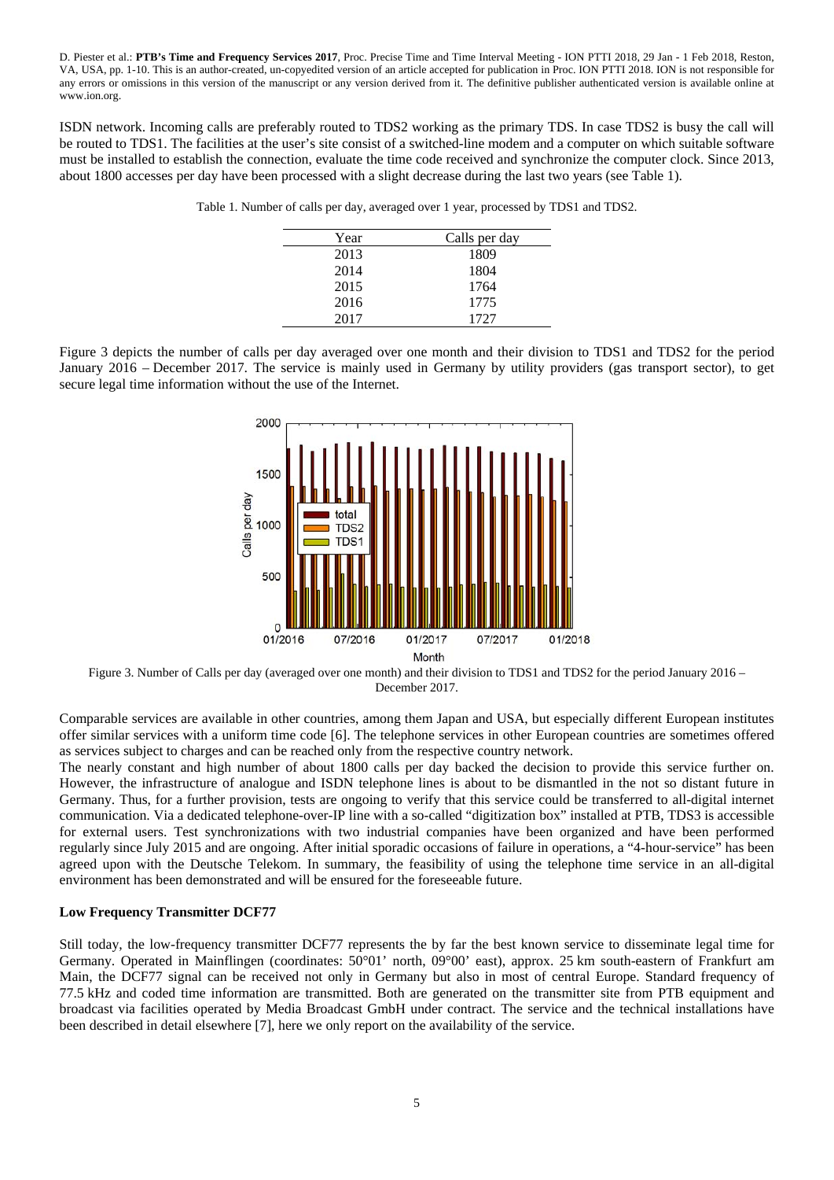ISDN network. Incoming calls are preferably routed to TDS2 working as the primary TDS. In case TDS2 is busy the call will be routed to TDS1. The facilities at the user's site consist of a switched-line modem and a computer on which suitable software must be installed to establish the connection, evaluate the time code received and synchronize the computer clock. Since 2013, about 1800 accesses per day have been processed with a slight decrease during the last two years (see Table 1).

Table 1. Number of calls per day, averaged over 1 year, processed by TDS1 and TDS2.

| Year | Calls per day |
|---|---|
| 2013 | 1809 |
| 2014 | 1804 |
| 2015 | 1764 |
| 2016 | 1775 |
| 2017 | 1727 |

Figure 3 depicts the number of calls per day averaged over one month and their division to TDS1 and TDS2 for the period January 2016 – December 2017. The service is mainly used in Germany by utility providers (gas transport sector), to get secure legal time information without the use of the Internet.

Figure 3. Number of Calls per day (averaged over one month) and their division to TDS1 and TDS2 for the period January 2016 – December 2017.

Comparable services are available in other countries, among them Japan and USA, but especially different European institutes offer similar services with a uniform time code [6]. The telephone services in other European countries are sometimes offered as services subject to charges and can be reached only from the respective country network.

The nearly constant and high number of about 1800 calls per day backed the decision to provide this service further on. However, the infrastructure of analogue and ISDN telephone lines is about to be dismantled in the not so distant future in Germany. Thus, for a further provision, tests are ongoing to verify that this service could be transferred to all-digital internet communication. Via a dedicated telephone-over-IP line with a so-called "digitization box" installed at PTB, TDS3 is accessible for external users. Test synchronizations with two industrial companies have been organized and have been performed regularly since July 2015 and are ongoing. After initial sporadic occasions of failure in operations, a "4-hour-service" has been agreed upon with the Deutsche Telekom. In summary, the feasibility of using the telephone time service in an all-digital environment has been demonstrated and will be ensured for the foreseeable future.

### Low Frequency Transmitter DCF77

Still today, the low-frequency transmitter DCF77 represents the by far the best known service to disseminate legal time for Germany. Operated in Mainflingen (coordinates: 50°01' north, 09°00' east), approx. 25 km south-eastern of Frankfurt am Main, the DCF77 signal can be received not only in Germany but also in most of central Europe. Standard frequency of 77.5 kHz and coded time information are transmitted. Both are generated on the transmitter site from PTB equipment and broadcast via facilities operated by Media Broadcast GmbH under contract. The service and the technical installations have been described in detail elsewhere [7], here we only report on the availability of the service.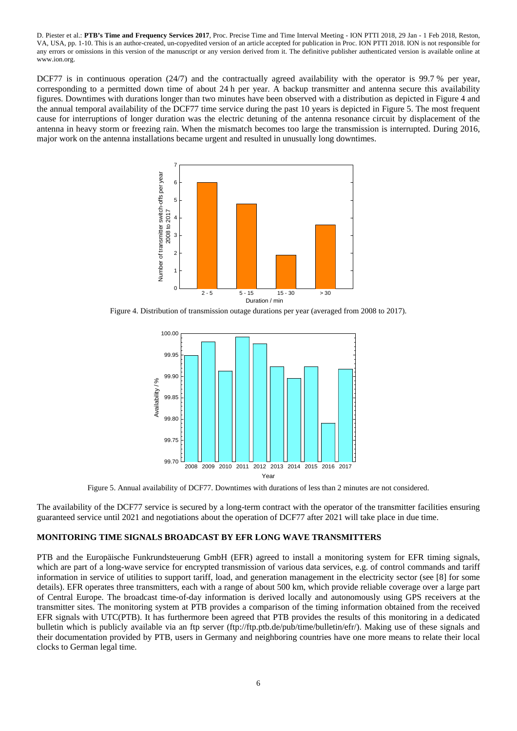DCF77 is in continuous operation (24/7) and the contractually agreed availability with the operator is 99.7 % per year, corresponding to a permitted down time of about 24 h per year. A backup transmitter and antenna secure this availability figures. Downtimes with durations longer than two minutes have been observed with a distribution as depicted in Figure 4 and the annual temporal availability of the DCF77 time service during the past 10 years is depicted in Figure 5. The most frequent cause for interruptions of longer duration was the electric detuning of the antenna resonance circuit by displacement of the antenna in heavy storm or freezing rain. When the mismatch becomes too large the transmission is interrupted. During 2016, major work on the antenna installations became urgent and resulted in unusually long downtimes.

Figure 4. Distribution of transmission outage durations per year (averaged from 2008 to 2017).

Figure 5. Annual availability of DCF77. Downtimes with durations of less than 2 minutes are not considered.

The availability of the DCF77 service is secured by a long-term contract with the operator of the transmitter facilities ensuring guaranteed service until 2021 and negotiations about the operation of DCF77 after 2021 will take place in due time.

## MONITORING TIME SIGNALS BROADCAST BY EFR LONG WAVE TRANSMITTERS

PTB and the Europäische Funkrundsteuerung GmbH (EFR) agreed to install a monitoring system for EFR timing signals, which are part of a long-wave service for encrypted transmission of various data services, e.g. of control commands and tariff information in service of utilities to support tariff, load, and generation management in the electricity sector (see [8] for some details). EFR operates three transmitters, each with a range of about 500 km, which provide reliable coverage over a large part of Central Europe. The broadcast time-of-day information is derived locally and autonomously using GPS receivers at the transmitter sites. The monitoring system at PTB provides a comparison of the timing information obtained from the received EFR signals with UTC(PTB). It has furthermore been agreed that PTB provides the results of this monitoring in a dedicated bulletin which is publicly available via an ftp server (ftp://ftp.ptb.de/pub/time/bulletin/efr/). Making use of these signals and their documentation provided by PTB, users in Germany and neighboring countries have one more means to relate their local clocks to German legal time.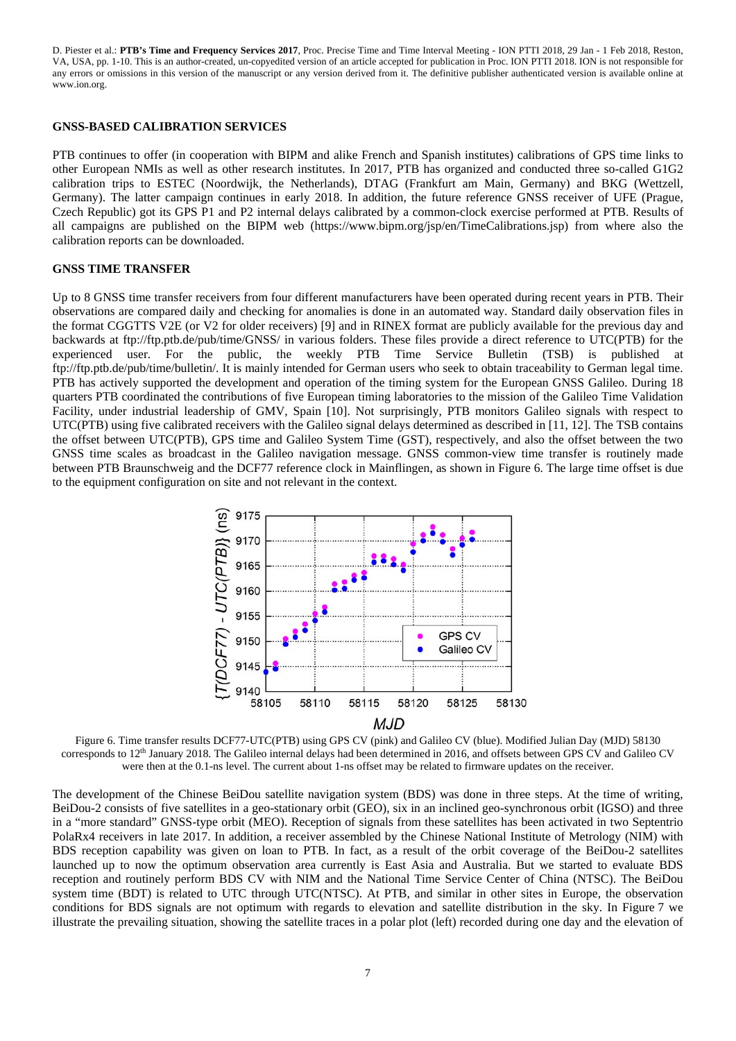## GNSS-BASED CALIBRATION SERVICES

PTB continues to offer (in cooperation with BIPM and alike French and Spanish institutes) calibrations of GPS time links to other European NMIs as well as other research institutes. In 2017, PTB has organized and conducted three so-called G1G2 calibration trips to ESTEC (Noordwijk, the Netherlands), DTAG (Frankfurt am Main, Germany) and BKG (Wettzell, Germany). The latter campaign continues in early 2018. In addition, the future reference GNSS receiver of UFE (Prague, Czech Republic) got its GPS P1 and P2 internal delays calibrated by a common-clock exercise performed at PTB. Results of all campaigns are published on the BIPM web (https://www.bipm.org/jsp/en/TimeCalibrations.jsp) from where also the calibration reports can be downloaded.

## GNSS TIME TRANSFER

Up to 8 GNSS time transfer receivers from four different manufacturers have been operated during recent years in PTB. Their observations are compared daily and checking for anomalies is done in an automated way. Standard daily observation files in the format CGGTTS V2E (or V2 for older receivers) [9] and in RINEX format are publicly available for the previous day and backwards at ftp://ftp.ptb.de/pub/time/GNSS/ in various folders. These files provide a direct reference to UTC(PTB) for the experienced user. For the public, the weekly PTB Time Service Bulletin (TSB) is published at ftp://ftp.ptb.de/pub/time/bulletin/. It is mainly intended for German users who seek to obtain traceability to German legal time. PTB has actively supported the development and operation of the timing system for the European GNSS Galileo. During 18 quarters PTB coordinated the contributions of five European timing laboratories to the mission of the Galileo Time Validation Facility, under industrial leadership of GMV, Spain [10]. Not surprisingly, PTB monitors Galileo signals with respect to UTC(PTB) using five calibrated receivers with the Galileo signal delays determined as described in [11, 12]. The TSB contains the offset between UTC(PTB), GPS time and Galileo System Time (GST), respectively, and also the offset between the two GNSS time scales as broadcast in the Galileo navigation message. GNSS common-view time transfer is routinely made between PTB Braunschweig and the DCF77 reference clock in Mainflingen, as shown in Figure 6. The large time offset is due to the equipment configuration on site and not relevant in the context.

Figure 6. Time transfer results DCF77-UTC(PTB) using GPS CV (pink) and Galileo CV (blue). Modified Julian Day (MJD) 58130 corresponds to 12th January 2018. The Galileo internal delays had been determined in 2016, and offsets between GPS CV and Galileo CV were then at the 0.1-ns level. The current about 1-ns offset may be related to firmware updates on the receiver.

The development of the Chinese BeiDou satellite navigation system (BDS) was done in three steps. At the time of writing, BeiDou-2 consists of five satellites in a geo-stationary orbit (GEO), six in an inclined geo-synchronous orbit (IGSO) and three in a "more standard" GNSS-type orbit (MEO). Reception of signals from these satellites has been activated in two Septentrio PolaRx4 receivers in late 2017. In addition, a receiver assembled by the Chinese National Institute of Metrology (NIM) with BDS reception capability was given on loan to PTB. In fact, as a result of the orbit coverage of the BeiDou-2 satellites launched up to now the optimum observation area currently is East Asia and Australia. But we started to evaluate BDS reception and routinely perform BDS CV with NIM and the National Time Service Center of China (NTSC). The BeiDou system time (BDT) is related to UTC through UTC(NTSC). At PTB, and similar in other sites in Europe, the observation conditions for BDS signals are not optimum with regards to elevation and satellite distribution in the sky. In Figure 7 we illustrate the prevailing situation, showing the satellite traces in a polar plot (left) recorded during one day and the elevation of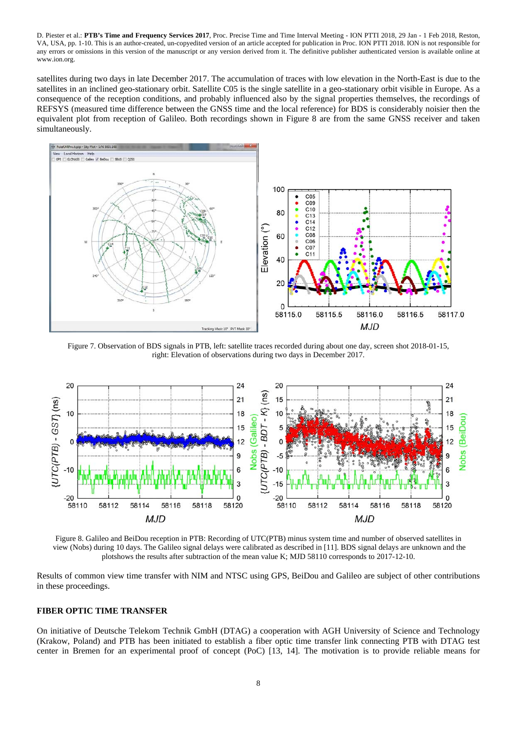satellites during two days in late December 2017. The accumulation of traces with low elevation in the North-East is due to the satellites in an inclined geo-stationary orbit. Satellite C05 is the single satellite in a geo-stationary orbit visible in Europe. As a consequence of the reception conditions, and probably influenced also by the signal properties themselves, the recordings of REFSYS (measured time difference between the GNSS time and the local reference) for BDS is considerably noisier then the equivalent plot from reception of Galileo. Both recordings shown in Figure 8 are from the same GNSS receiver and taken simultaneously.

Figure 7. Observation of BDS signals in PTB, left: satellite traces recorded during about one day, screen shot 2018-01-15, right: Elevation of observations during two days in December 2017.

Figure 8. Galileo and BeiDou reception in PTB: Recording of UTC(PTB) minus system time and number of observed satellites in view (Nobs) during 10 days. The Galileo signal delays were calibrated as described in [11]. BDS signal delays are unknown and the plotshows the results after subtraction of the mean value K; MJD 58110 corresponds to 2017-12-10.

Results of common view time transfer with NIM and NTSC using GPS, BeiDou and Galileo are subject of other contributions in these proceedings.

## FIBER OPTIC TIME TRANSFER

On initiative of Deutsche Telekom Technik GmbH (DTAG) a cooperation with AGH University of Science and Technology (Krakow, Poland) and PTB has been initiated to establish a fiber optic time transfer link connecting PTB with DTAG test center in Bremen for an experimental proof of concept (PoC) [13, 14]. The motivation is to provide reliable means for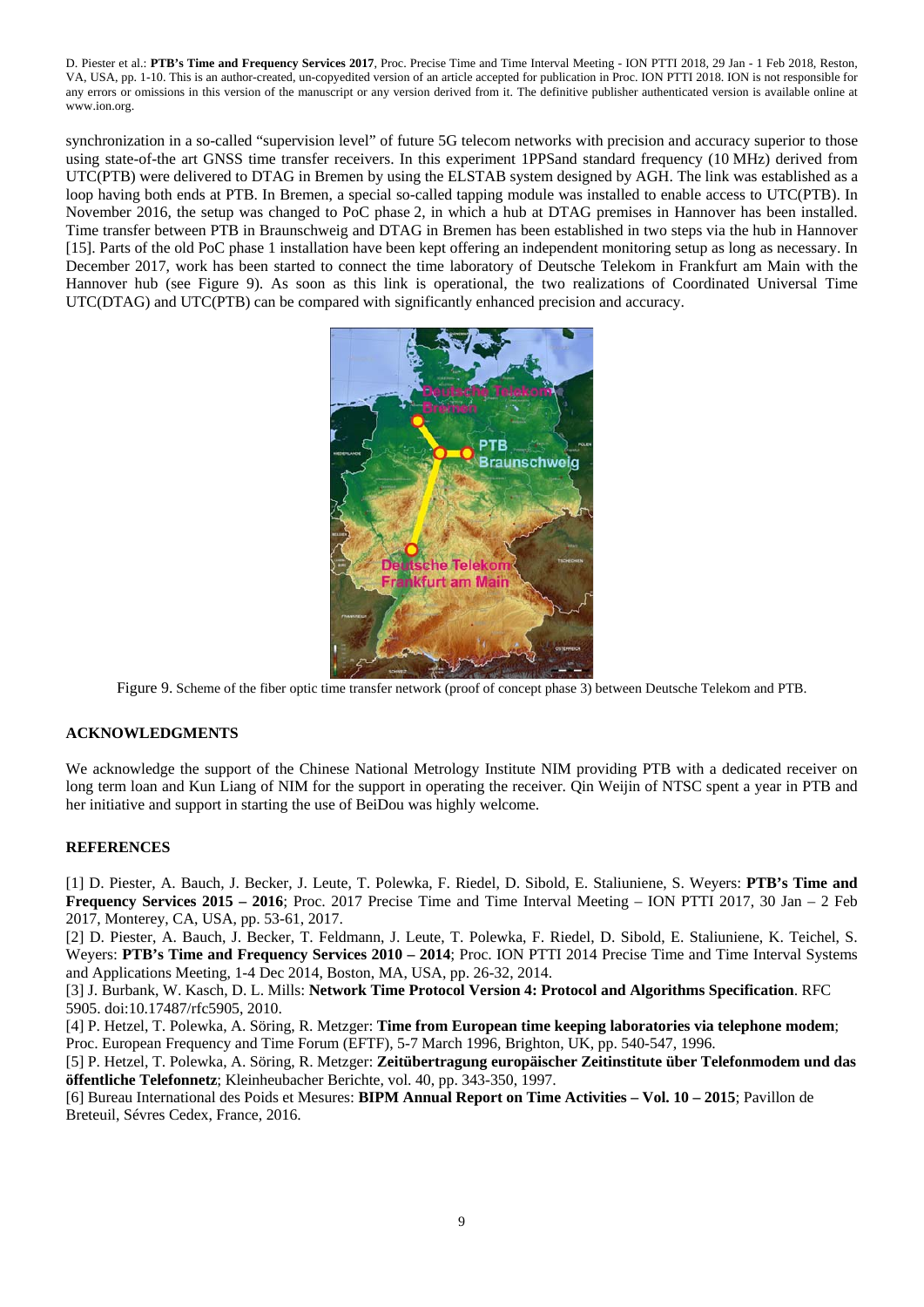synchronization in a so-called "supervision level" of future 5G telecom networks with precision and accuracy superior to those using state-of-the art GNSS time transfer receivers. In this experiment 1PPSand standard frequency (10 MHz) derived from UTC(PTB) were delivered to DTAG in Bremen by using the ELSTAB system designed by AGH. The link was established as a loop having both ends at PTB. In Bremen, a special so-called tapping module was installed to enable access to UTC(PTB). In November 2016, the setup was changed to PoC phase 2, in which a hub at DTAG premises in Hannover has been installed. Time transfer between PTB in Braunschweig and DTAG in Bremen has been established in two steps via the hub in Hannover [15]. Parts of the old PoC phase 1 installation have been kept offering an independent monitoring setup as long as necessary. In December 2017, work has been started to connect the time laboratory of Deutsche Telekom in Frankfurt am Main with the Hannover hub (see Figure 9). As soon as this link is operational, the two realizations of Coordinated Universal Time UTC(DTAG) and UTC(PTB) can be compared with significantly enhanced precision and accuracy.

Figure 9. Scheme of the fiber optic time transfer network (proof of concept phase 3) between Deutsche Telekom and PTB.

## ACKNOWLEDGMENTS

We acknowledge the support of the Chinese National Metrology Institute NIM providing PTB with a dedicated receiver on long term loan and Kun Liang of NIM for the support in operating the receiver. Qin Weijin of NTSC spent a year in PTB and her initiative and support in starting the use of BeiDou was highly welcome.

## REFERENCES

[1] D. Piester, A. Bauch, J. Becker, J. Leute, T. Polewka, F. Riedel, D. Sibold, E. Staliuniene, S. Weyers: **PTB's Time and Frequency Services 2015 – 2016**; Proc. 2017 Precise Time and Time Interval Meeting – ION PTTI 2017, 30 Jan – 2 Feb 2017, Monterey, CA, USA, pp. 53-61, 2017.

[2] D. Piester, A. Bauch, J. Becker, T. Feldmann, J. Leute, T. Polewka, F. Riedel, D. Sibold, E. Staliuniene, K. Teichel, S. Weyers: **PTB's Time and Frequency Services 2010 – 2014**; Proc. ION PTTI 2014 Precise Time and Time Interval Systems and Applications Meeting, 1-4 Dec 2014, Boston, MA, USA, pp. 26-32, 2014.

[3] J. Burbank, W. Kasch, D. L. Mills: **Network Time Protocol Version 4: Protocol and Algorithms Specification**. RFC 5905. doi:10.17487/rfc5905, 2010.

[4] P. Hetzel, T. Polewka, A. Söring, R. Metzger: **Time from European time keeping laboratories via telephone modem**; Proc. European Frequency and Time Forum (EFTF), 5-7 March 1996, Brighton, UK, pp. 540-547, 1996.

[5] P. Hetzel, T. Polewka, A. Söring, R. Metzger: **Zeitübertragung europäischer Zeitinstitute über Telefonmodem und das öffentliche Telefonnetz**; Kleinheubacher Berichte, vol. 40, pp. 343-350, 1997.

[6] Bureau International des Poids et Mesures: **BIPM Annual Report on Time Activities – Vol. 10 – 2015**; Pavillon de Breteuil, Sévres Cedex, France, 2016.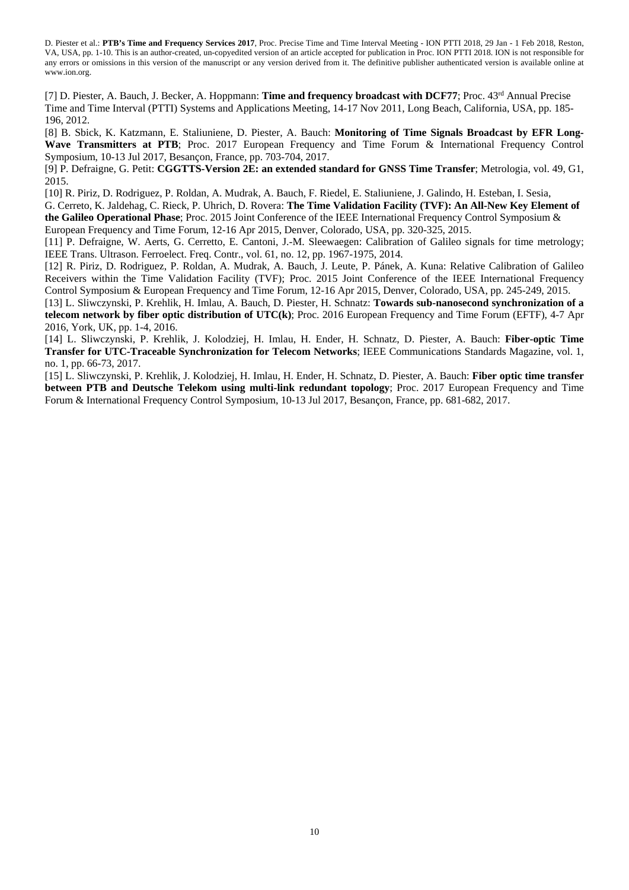[7] D. Piester, A. Bauch, J. Becker, A. Hoppmann: **Time and frequency broadcast with DCF77**; Proc. 43rd Annual Precise Time and Time Interval (PTTI) Systems and Applications Meeting, 14-17 Nov 2011, Long Beach, California, USA, pp. 185-196, 2012.

[8] B. Sbick, K. Katzmann, E. Staliuniene, D. Piester, A. Bauch: **Monitoring of Time Signals Broadcast by EFR Long-Wave Transmitters at PTB**; Proc. 2017 European Frequency and Time Forum & International Frequency Control Symposium, 10-13 Jul 2017, Besançon, France, pp. 703-704, 2017.

[9] P. Defraigne, G. Petit: **CGGTTS-Version 2E: an extended standard for GNSS Time Transfer**; Metrologia, vol. 49, G1, 2015.

[10] R. Piriz, D. Rodriguez, P. Roldan, A. Mudrak, A. Bauch, F. Riedel, E. Staliuniene, J. Galindo, H. Esteban, I. Sesia, G. Cerreto, K. Jaldehag, C. Rieck, P. Uhrich, D. Rovera: **The Time Validation Facility (TVF): An All-New Key Element of the Galileo Operational Phase**; Proc. 2015 Joint Conference of the IEEE International Frequency Control Symposium & European Frequency and Time Forum, 12-16 Apr 2015, Denver, Colorado, USA, pp. 320-325, 2015.

[11] P. Defraigne, W. Aerts, G. Cerretto, E. Cantoni, J.-M. Sleewaegen: Calibration of Galileo signals for time metrology; IEEE Trans. Ultrason. Ferroelect. Freq. Contr., vol. 61, no. 12, pp. 1967-1975, 2014.

[12] R. Piriz, D. Rodriguez, P. Roldan, A. Mudrak, A. Bauch, J. Leute, P. Pánek, A. Kuna: Relative Calibration of Galileo Receivers within the Time Validation Facility (TVF); Proc. 2015 Joint Conference of the IEEE International Frequency Control Symposium & European Frequency and Time Forum, 12-16 Apr 2015, Denver, Colorado, USA, pp. 245-249, 2015.

[13] L. Sliwczynski, P. Krehlik, H. Imlau, A. Bauch, D. Piester, H. Schnatz: **Towards sub-nanosecond synchronization of a telecom network by fiber optic distribution of UTC(k)**; Proc. 2016 European Frequency and Time Forum (EFTF), 4-7 Apr 2016, York, UK, pp. 1-4, 2016.

[14] L. Sliwczynski, P. Krehlik, J. Kolodziej, H. Imlau, H. Ender, H. Schnatz, D. Piester, A. Bauch: **Fiber-optic Time Transfer for UTC-Traceable Synchronization for Telecom Networks**; IEEE Communications Standards Magazine, vol. 1, no. 1, pp. 66-73, 2017.

[15] L. Sliwczynski, P. Krehlik, J. Kolodziej, H. Imlau, H. Ender, H. Schnatz, D. Piester, A. Bauch: **Fiber optic time transfer between PTB and Deutsche Telekom using multi-link redundant topology**; Proc. 2017 European Frequency and Time Forum & International Frequency Control Symposium, 10-13 Jul 2017, Besançon, France, pp. 681-682, 2017.